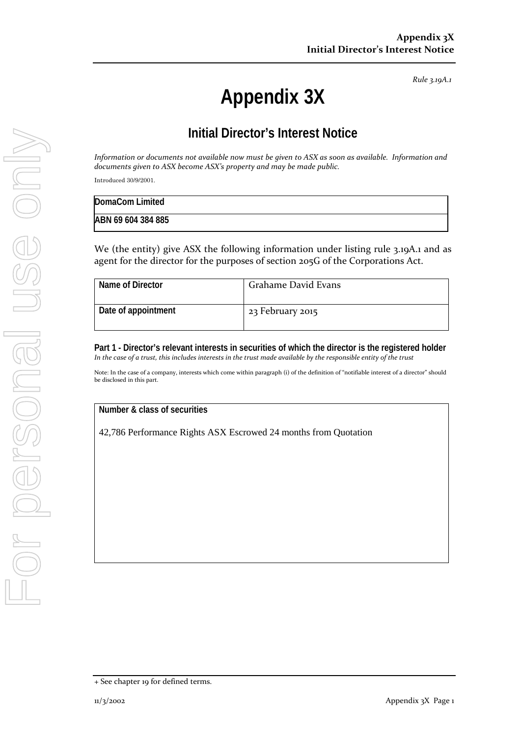*Rule 3.19A.1*

# Appendix 3X

## Initial Director's Interest Notice

*Information or documents not available now must be given to ASX as soon as available. Information and documents given to ASX become ASX's property and may be made public.*

Introduced 30/9/2001.

| DomaCom Limited |
|---|
| ABN 69 604 384 885 |

We (the entity) give ASX the following information under listing rule 3.19A.1 and as agent for the director for the purposes of section 205G of the Corporations Act.

| Name of Director | Grahame David Evans |
|---|---|
| Date of appointment | 23 February 2015 |

**Part 1 - Director's relevant interests in securities of which the director is the registered holder**

*In the case of a trust, this includes interests in the trust made available by the responsible entity of the trust*

Note: In the case of a company, interests which come within paragraph (i) of the definition of "notifiable interest of a director" should be disclosed in this part.

| Number & class of securities |
|---|
| 42,786 Performance Rights ASX Escrowed 24 months from Quotation |

+ See chapter 19 for defined terms.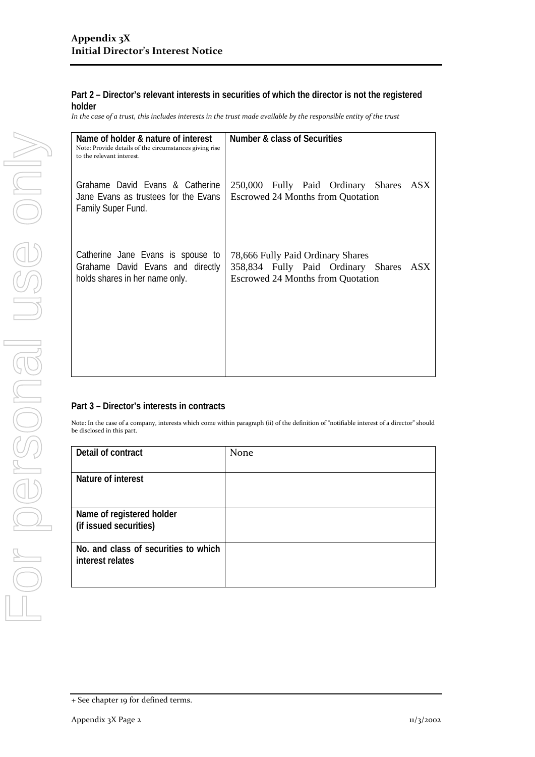## Appendix 3X
## Initial Director's Interest Notice

### Part 2 – Director's relevant interests in securities of which the director is not the registered holder

*In the case of a trust, this includes interests in the trust made available by the responsible entity of the trust*

| Name of holder & nature of interest<br>Note: Provide details of the circumstances giving rise to the relevant interest. | Number & class of Securities |
|---|---|
| Grahame David Evans & Catherine Jane Evans as trustees for the Evans Family Super Fund. | 250,000 Fully Paid Ordinary Shares ASX Escrowed 24 Months from Quotation |
| Catherine Jane Evans is spouse to Grahame David Evans and directly holds shares in her name only. | 78,666 Fully Paid Ordinary Shares<br>358,834 Fully Paid Ordinary Shares ASX Escrowed 24 Months from Quotation |

### Part 3 – Director's interests in contracts

Note: In the case of a company, interests which come within paragraph (ii) of the definition of "notifiable interest of a director" should be disclosed in this part.

| | |
|---|---|
| **Detail of contract** | None |
| **Nature of interest** | |
| **Name of registered holder (if issued securities)** | |
| **No. and class of securities to which interest relates** | |

+ See chapter 19 for defined terms.